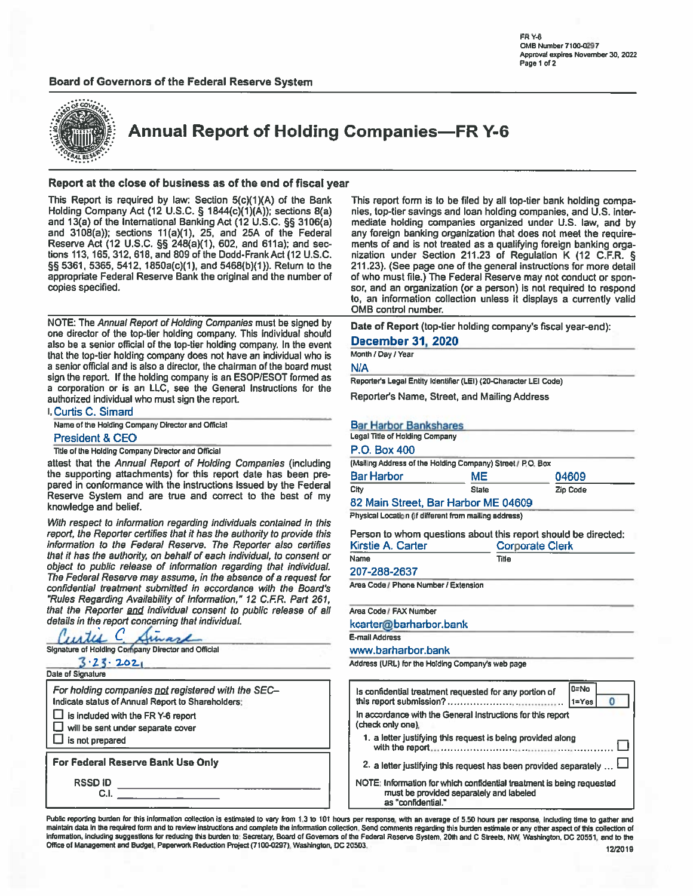FR Y-6
OMB Number 7100-0297
Approval expires November 30, 2022

**Board of Governors of the Federal Reserve System**

# Annual Report of Holding Companies—FR Y-6

## Report at the close of business as of the end of fiscal year

This Report is required by law: Section 5(c)(1)(A) of the Bank Holding Company Act (12 U.S.C. § 1844(c)(1)(A)); sections 8(a) and 13(a) of the International Banking Act (12 U.S.C. §§ 3106(a) and 3108(a)); sections 11(a)(1), 25, and 25A of the Federal Reserve Act (12 U.S.C. §§ 248(a)(1), 602, and 611a); and sections 113, 165, 312, 618, and 809 of the Dodd-Frank Act (12 U.S.C. §§ 5361, 5365, 5412, 1850a(c)(1), and 5468(b)(1)). Return to the appropriate Federal Reserve Bank the original and the number of copies specified.

This report form is to be filed by all top-tier bank holding companies, top-tier savings and loan holding companies, and U.S. intermediate holding companies organized under U.S. law, and by any foreign banking organization that does not meet the requirements of and is not treated as a qualifying foreign banking organization under Section 211.23 of Regulation K (12 C.F.R. § 211.23). (See page one of the general instructions for more detail of who must file.) The Federal Reserve may not conduct or sponsor, and an organization (or a person) is not required to respond to, an information collection unless it displays a currently valid OMB control number.

NOTE: The *Annual Report of Holding Companies* must be signed by one director of the top-tier holding company. This individual should also be a senior official of the top-tier holding company. In the event that the top-tier holding company does not have an individual who is a senior official and is also a director, the chairman of the board must sign the report. If the holding company is an ESOP/ESOT formed as a corporation or is an LLC, see the General Instructions for the authorized individual who must sign the report.

I, Curtis C. Simard
Name of the Holding Company Director and Official

President & CEO
Title of the Holding Company Director and Official

attest that the *Annual Report of Holding Companies* (including the supporting attachments) for this report date has been prepared in conformance with the instructions issued by the Federal Reserve System and are true and correct to the best of my knowledge and belief.

*With respect to information regarding individuals contained in this report, the Reporter certifies that it has the authority to provide this information to the Federal Reserve. The Reporter also certifies that it has the authority, on behalf of each individual, to consent or object to public release of information regarding that individual. The Federal Reserve may assume, in the absence of a request for confidential treatment submitted in accordance with the Board's "Rules Regarding Availability of Information," 12 C.F.R. Part 261, that the Reporter and individual consent to public release of all details in the report concerning that individual.*

Curtis C Simard
Signature of Holding Company Director and Official

3-23-2021
Date of Signature

*For holding companies not registered with the SEC–*
Indicate status of Annual Report to Shareholders:
- ☐ is included with the FR Y-6 report
- ☐ will be sent under separate cover
- ☐ is not prepared

**For Federal Reserve Bank Use Only**

RSSD ID ______
C.I. ______

Date of Report (top-tier holding company's fiscal year-end):
**December 31, 2020**
Month / Day / Year

N/A
Reporter's Legal Entity Identifier (LEI) (20-Character LEI Code)

Reporter's Name, Street, and Mailing Address

Bar Harbor Bankshares
Legal Title of Holding Company

P.O. Box 400
(Mailing Address of the Holding Company) Street / P.O. Box

| City | State | Zip Code |
|---|---|---|
| Bar Harbor | ME | 04609 |

82 Main Street, Bar Harbor ME 04609
Physical Location (if different from mailing address)

Person to whom questions about this report should be directed:

| Name | Title |
|---|---|
| Kirstie A. Carter | Corporate Clerk |

207-288-2637
Area Code / Phone Number / Extension

Area Code / FAX Number

kcarter@barharbor.bank
E-mail Address

www.barharbor.bank
Address (URL) for the Holding Company's web page

Is confidential treatment requested for any portion of this report submission? (0=No, 1=Yes) **0**

In accordance with the General Instructions for this report (check only one),
1. a letter justifying this request is being provided along with the report ☐
2. a letter justifying this request has been provided separately ☐

NOTE: Information for which confidential treatment is being requested must be provided separately and labeled as "confidential."

Public reporting burden for this information collection is estimated to vary from 1.3 to 101 hours per response, with an average of 5.50 hours per response, including time to gather and maintain data in the required form and to review instructions and complete the information collection. Send comments regarding this burden estimate or any other aspect of this collection of information, including suggestions for reducing this burden to: Secretary, Board of Governors of the Federal Reserve System, 20th and C Streets, NW, Washington, DC 20551, and to the Office of Management and Budget, Paperwork Reduction Project (7100-0297), Washington, DC 20503.

12/2019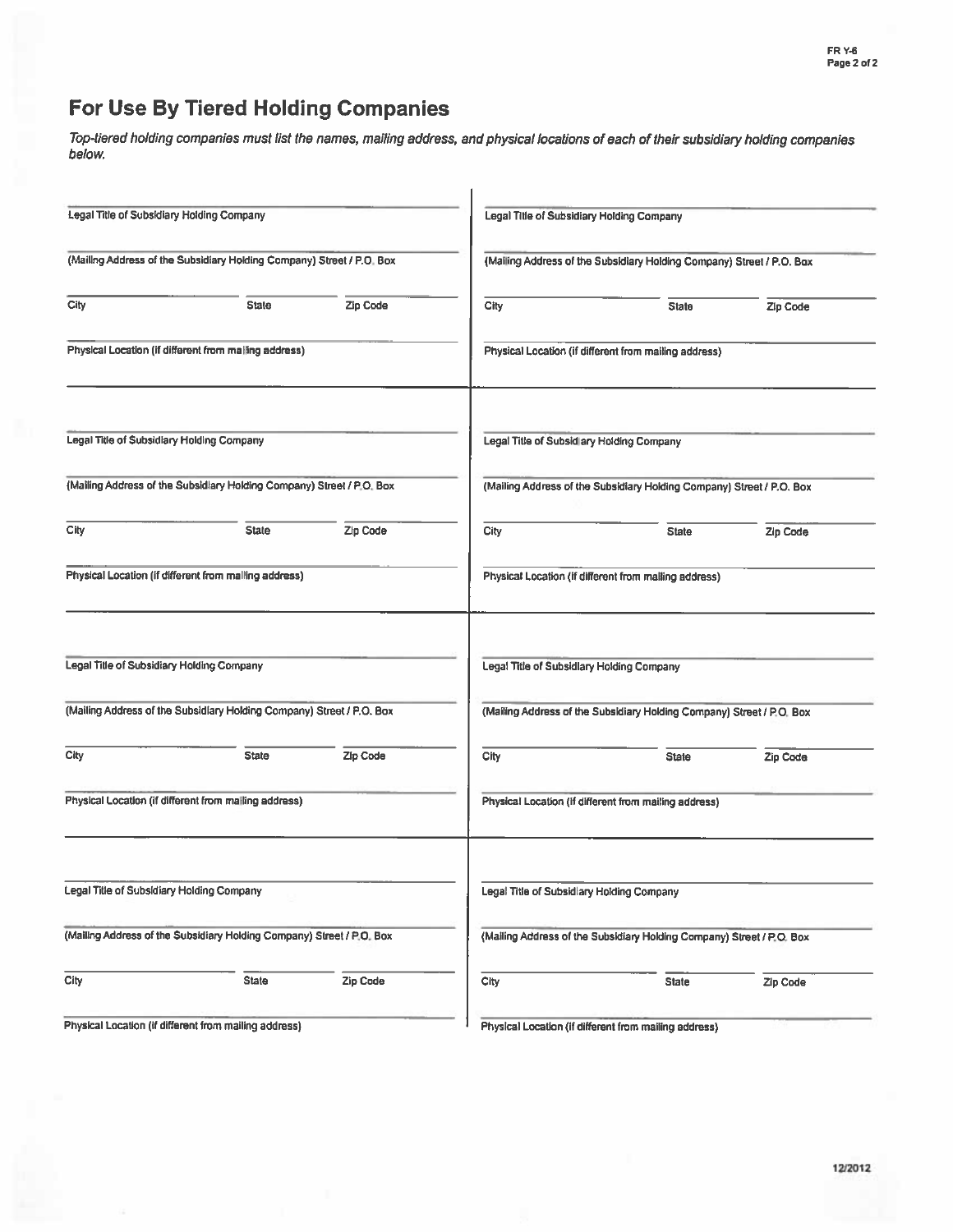# For Use By Tiered Holding Companies

*Top-tiered holding companies must list the names, mailing address, and physical locations of each of their subsidiary holding companies below.*

Legal Title of Subsidiary Holding Company

(Mailing Address of the Subsidiary Holding Company) Street / P.O. Box

City | State | Zip Code

Physical Location (if different from mailing address)

---

Legal Title of Subsidiary Holding Company

(Mailing Address of the Subsidiary Holding Company) Street / P.O. Box

City | State | Zip Code

Physical Location (if different from mailing address)

---

Legal Title of Subsidiary Holding Company

(Mailing Address of the Subsidiary Holding Company) Street / P.O. Box

City | State | Zip Code

Physical Location (if different from mailing address)

---

Legal Title of Subsidiary Holding Company

(Mailing Address of the Subsidiary Holding Company) Street / P.O. Box

City | State | Zip Code

Physical Location (if different from mailing address)

---

Legal Title of Subsidiary Holding Company

(Mailing Address of the Subsidiary Holding Company) Street / P.O. Box

City | State | Zip Code

Physical Location (if different from mailing address)

---

Legal Title of Subsidiary Holding Company

(Mailing Address of the Subsidiary Holding Company) Street / P.O. Box

City | State | Zip Code

Physical Location (if different from mailing address)

---

Legal Title of Subsidiary Holding Company

(Mailing Address of the Subsidiary Holding Company) Street / P.O. Box

City | State | Zip Code

Physical Location (if different from mailing address)

---

Legal Title of Subsidiary Holding Company

(Mailing Address of the Subsidiary Holding Company) Street / P.O. Box

City | State | Zip Code

Physical Location (if different from mailing address)

12/2012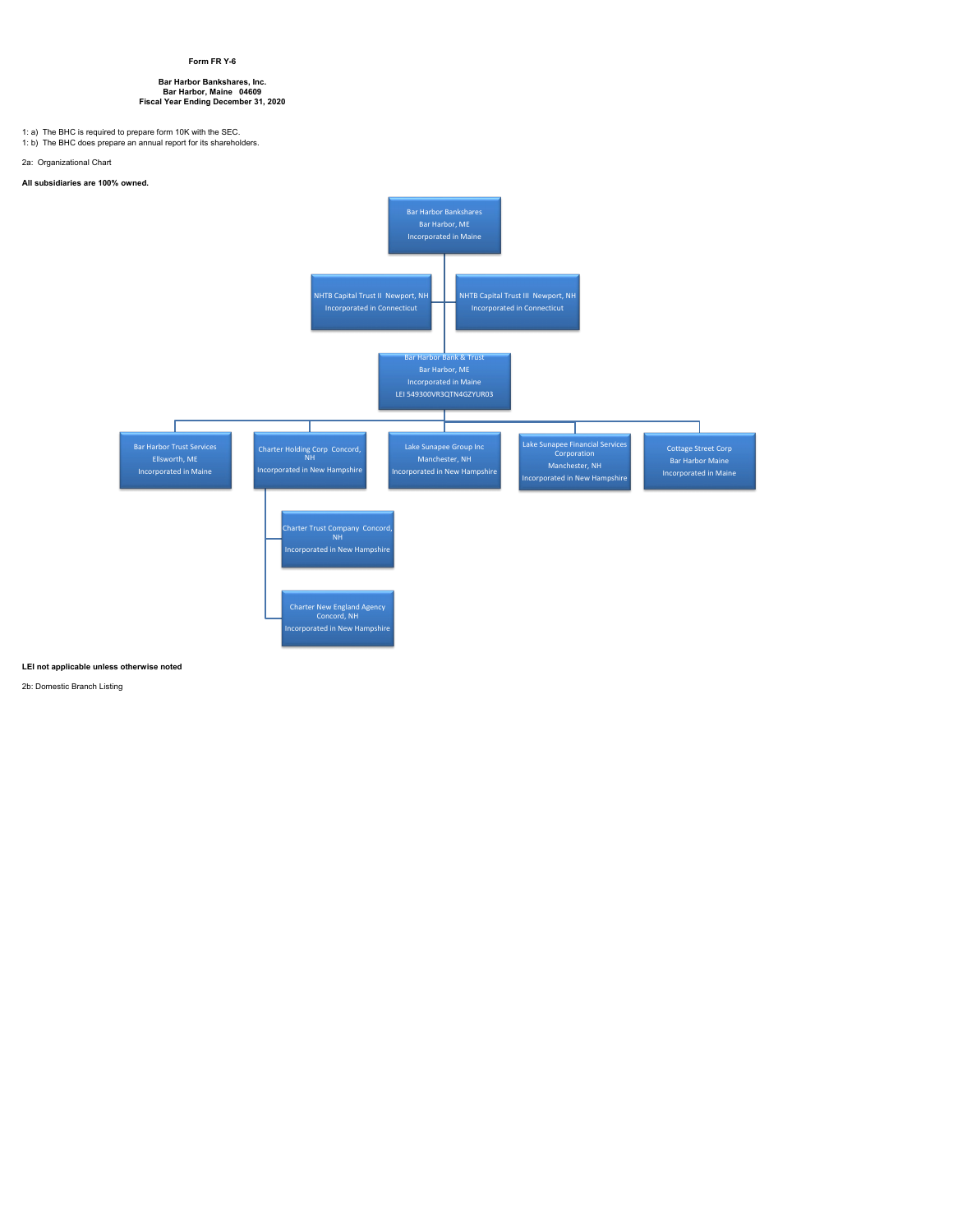**Form FR Y-6**

**Bar Harbor Bankshares, Inc.**
**Bar Harbor, Maine 04609**
**Fiscal Year Ending December 31, 2020**

1: a) The BHC is required to prepare form 10K with the SEC.
1: b) The BHC does prepare an annual report for its shareholders.

2a: Organizational Chart

**All subsidiaries are 100% owned.**

- Bar Harbor Bankshares, Bar Harbor, ME, Incorporated in Maine
  - NHTB Capital Trust II Newport, NH, Incorporated in Connecticut
  - NHTB Capital Trust III Newport, NH, Incorporated in Connecticut
  - Bar Harbor Bank & Trust, Bar Harbor, ME, Incorporated in Maine, LEI 549300VR3QTN4GZYUR03
    - Bar Harbor Trust Services, Ellsworth, ME, Incorporated in Maine
    - Charter Holding Corp Concord, NH, Incorporated in New Hampshire
      - Charter Trust Company Concord, NH, Incorporated in New Hampshire
      - Charter New England Agency Concord, NH, Incorporated in New Hampshire
    - Lake Sunapee Group Inc, Manchester, NH, Incorporated in New Hampshire
    - Lake Sunapee Financial Services Corporation, Manchester, NH, Incorporated in New Hampshire
    - Cottage Street Corp, Bar Harbor Maine, Incorporated in Maine

**LEI not applicable unless otherwise noted**

2b: Domestic Branch Listing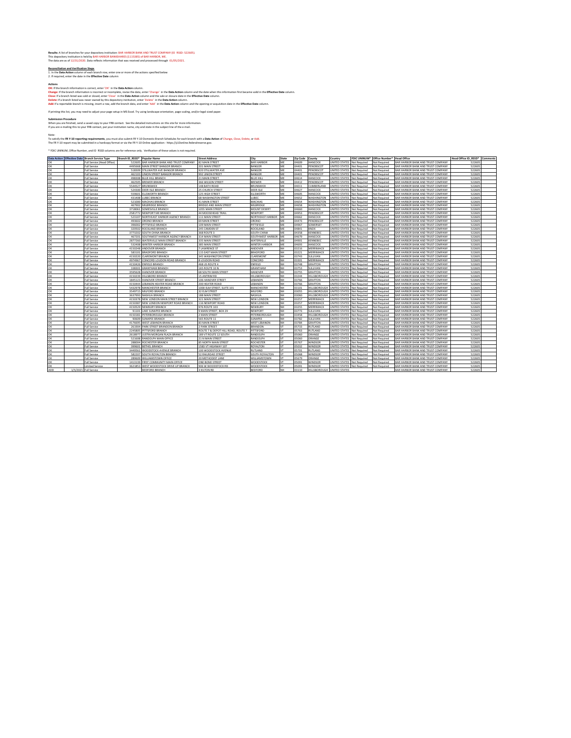**Results:** A list of branches for your depository institution: BAR HARBOR BANK AND TRUST COMPANY (ID_RSSD: 522605).
This depository institution is held by BAR HARBOR BANKSHARES (1115385) of BAR HARBOR, ME.
The data are as of 12/31/2020. Data reflects information that was received and processed through 01/05/2021.

**Reconciliation and Verification Steps**
1. In the **Data Action** column of each branch row, enter one or more of the actions specified below
2. If required, enter the date in the **Effective Date** column

**Actions**
**OK:** If the branch information is correct, enter 'OK' in the **Data Action** column.
**Change:** If the branch information is incorrect or incomplete, revise the data, enter 'Change' in the **Data Action** column and the date when this information first became valid in the **Effective Date** column.
**Close:** If a branch listed was sold or closed, enter 'Close' in the **Data Action** column and the sale or closure date in the **Effective Date** column.
**Delete:** If a branch listed was never owned by this depository institution, enter 'Delete' in the **Data Action** column.
**Add:** If a reportable branch is missing, insert a row, add the branch data, and enter 'Add' in the **Data Action** column and the opening or acquisition date in the **Effective Date** column.

If printing this list, you may need to adjust your page setup in MS Excel. Try using landscape orientation, page scaling, and/or legal sized paper.

**Submission Procedure**
When you are finished, send a saved copy to your FRB contact. See the detailed instructions on this site for more information.
If you are e-mailing this to your FRB contact, put your institution name, city and state in the subject line of the e-mail.

Note:
To satisfy the **FR Y-10 reporting requirements**, you must also submit FR Y-10 Domestic Branch Schedules for each branch with a **Data Action** of Change, Close, Delete, or Add.
The FR Y-10 report may be submitted in a hardcopy format or via the FR Y-10 Online application - https://y10online.federalreserve.gov.

* FDIC UNINUM, Office Number, and ID_RSSD columns are for reference only. Verification of these values is not required.

| Data Action | Effective Date | Branch Service Type | Branch ID_RSSD* | Popular Name | Street Address | City | State | Zip Code | County | Country | FDIC UNINUM* | Office Number* | Head Office | Head Office ID_RSSD* | Comments |
|---|---|---|---|---|---|---|---|---|---|---|---|---|---|---|---|
| OK | | Full Service (Head Office) | 522605 | BAR HARBOR BANK AND TRUST COMPANY | 82 MAIN STREET | BAR HARBOR | ME | 04609 | HANCOCK | UNITED STATES | Not Required | Not Required | BAR HARBOR BANK AND TRUST COMPANY | 522605 | |
| OK | | Full Service | 4495668 | MAIN STREET BANGOR BRANCH | 201 MAIN STREET | BANGOR | ME | 04401 | PENOBSCOT | UNITED STATES | Not Required | Not Required | BAR HARBOR BANK AND TRUST COMPANY | 522605 | |
| OK | | Full Service | 518309 | STILLWATER AVE BANGOR BRANCH | 920 STILLWATER AVE | BANGOR | ME | 04401 | PENOBSCOT | UNITED STATES | Not Required | Not Required | BAR HARBOR BANK AND TRUST COMPANY | 522605 | |
| OK | | Full Service | 462103 | UNION STREET BANGOR BRANCH | 992 UNION STREET | BANGOR | ME | 04401 | PENOBSCOT | UNITED STATES | Not Required | Not Required | BAR HARBOR BANK AND TRUST COMPANY | 522605 | |
| OK | | Full Service | 498308 | BLUE HILL BRANCH | 21 MAIN STREET | BLUE HILL | ME | 04614 | HANCOCK | UNITED STATES | Not Required | Not Required | BAR HARBOR BANK AND TRUST COMPANY | 522605 | |
| OK | | Full Service | 462505 | BREWER BRANCH | 366 WILSON STREET | BREWER | ME | 04412 | PENOBSCOT | UNITED STATES | Not Required | Not Required | BAR HARBOR BANK AND TRUST COMPANY | 522605 | |
| OK | | Full Service | 5544527 | BRUNSWICK | 148 BATH ROAD | BRUNSWICK | ME | 04011 | CUMBERLAND | UNITED STATES | Not Required | Not Required | BAR HARBOR BANK AND TRUST COMPANY | 522605 | |
| OK | | Full Service | 524300 | DEER ISLE BRANCH | 25 CHURCH STREET | DEER ISLE | ME | 04627 | HANCOCK | UNITED STATES | Not Required | Not Required | BAR HARBOR BANK AND TRUST COMPANY | 522605 | |
| OK | | Full Service | 559601 | ELLSWORTH BRANCH | 125 HIGH STREET | ELLSWORTH | ME | 04605 | HANCOCK | UNITED STATES | Not Required | Not Required | BAR HARBOR BANK AND TRUST COMPANY | 522605 | |
| OK | | Full Service | 431408 | LUBEC BRANCH | 68 WASHINGTON STREET | LUBEC | ME | 04652 | WASHINGTON | UNITED STATES | Not Required | Not Required | BAR HARBOR BANK AND TRUST COMPANY | 522605 | |
| OK | | Full Service | 523000 | MACHIAS BRANCH | 41 MAIN STREET | MACHIAS | ME | 04654 | WASHINGTON | UNITED STATES | Not Required | Not Required | BAR HARBOR BANK AND TRUST COMPANY | 522605 | |
| OK | | Full Service | 467902 | MILBRIDGE BRANCH | BRIDGE AND MAIN STREET | MILBRIDGE | ME | 04658 | WASHINGTON | UNITED STATES | Not Required | Not Required | BAR HARBOR BANK AND TRUST COMPANY | 522605 | |
| OK | | Full Service | 3718061 | SOMESVILLE BRANCH | 1055 MAIN STREET | MOUNT DESERT | ME | 04660 | HANCOCK | UNITED STATES | Not Required | Not Required | BAR HARBOR BANK AND TRUST COMPANY | 522605 | |
| OK | | Full Service | 2581772 | NEWPORT ME BRANCH | 44 MOOSEHEAD TRAIL | NEWPORT | ME | 04953 | PENOBSCOT | UNITED STATES | Not Required | Not Required | BAR HARBOR BANK AND TRUST COMPANY | 522605 | |
| OK | | Full Service | 523107 | NORTHEAST HARBOR AGENCY BRANCH | 111 MAIN STREET | NORTHEAST HARBOR | ME | 04662 | HANCOCK | UNITED STATES | Not Required | Not Required | BAR HARBOR BANK AND TRUST COMPANY | 522605 | |
| OK | | Full Service | 493602 | ORONO BRANCH | 69 MAIN STREET | ORONO | ME | 04473 | PENOBSCOT | UNITED STATES | Not Required | Not Required | BAR HARBOR BANK AND TRUST COMPANY | 522605 | |
| OK | | Full Service | 396002 | PITTSFIELD BRANCH | 109 MAIN STREET | PITTSFIELD | ME | 04967 | SOMERSET | UNITED STATES | Not Required | Not Required | BAR HARBOR BANK AND TRUST COMPANY | 522605 | |
| OK | | Full Service | 320502 | ROCKLAND BRANCH | 245 CAMDEN ST | ROCKLAND | ME | 04841 | KNOX | UNITED STATES | Not Required | Not Required | BAR HARBOR BANK AND TRUST COMPANY | 522605 | |
| OK | | Full Service | 3773202 | SOUTH CHINA BRANCH | 368 ROUTE 3 | SOUTH CHINA | ME | 04358 | KENNEBEC | UNITED STATES | Not Required | Not Required | BAR HARBOR BANK AND TRUST COMPANY | 522605 | |
| OK | | Full Service | 467201 | SOUTHWEST HARBOR AGENCY BRANCH | 314 MAIN STREET | SOUTHWEST HARBOR | ME | 04679 | HANCOCK | UNITED STATES | Not Required | Not Required | BAR HARBOR BANK AND TRUST COMPANY | 522605 | |
| OK | | Full Service | 2877260 | WATERVILLE MAIN STREET BRANCH | 335 MAIN STREET | WATERVILLE | ME | 04901 | KENNEBEC | UNITED STATES | Not Required | Not Required | BAR HARBOR BANK AND TRUST COMPANY | 522605 | |
| OK | | Full Service | 532408 | WINTER HARBOR BRANCH | 385 MAIN STREET | WINTER HARBOR | ME | 04693 | HANCOCK | UNITED STATES | Not Required | Not Required | BAR HARBOR BANK AND TRUST COMPANY | 522605 | |
| OK | | Full Service | 4150248 | ANDOVER BRANCH | 7 LAWRENCE ST | ANDOVER | NH | 03216 | MERRIMACK | UNITED STATES | Not Required | Not Required | BAR HARBOR BANK AND TRUST COMPANY | 522605 | |
| OK | | Full Service | 583101 | BRADFORD BRANCH | 115 EAST MAIN STREET | BRADFORD | NH | 03221 | MERRIMACK | UNITED STATES | Not Required | Not Required | BAR HARBOR BANK AND TRUST COMPANY | 522605 | |
| OK | | Full Service | 4150220 | CLAREMONT BRANCH | 345 WASHINGTON STREET | CLAREMONT | NH | 03743 | SULLIVAN | UNITED STATES | Not Required | Not Required | BAR HARBOR BANK AND TRUST COMPANY | 522605 | |
| OK | | Full Service | 4974867 | CONCORD LOUDON ROAD BRANCH | 8 LOUDON ROAD | CONCORD | NH | 03301 | MERRIMACK | UNITED STATES | Not Required | Not Required | BAR HARBOR BANK AND TRUST COMPANY | 522605 | |
| OK | | Full Service | 4150426 | ENFIELD BRANCH | 468 US ROUTE 4 | ENFIELD | NH | 03748 | GRAFTON | UNITED STATES | Not Required | Not Required | BAR HARBOR BANK AND TRUST COMPANY | 522605 | |
| OK | | Full Service | 338301 | GRANTHAM BRANCH | 165 ROUTE 10 N | GRANTHAM | NH | 03753 | SULLIVAN | UNITED STATES | Not Required | Not Required | BAR HARBOR BANK AND TRUST COMPANY | 522605 | |
| OK | | Full Service | 3595628 | HANOVER BRANCH | 68 SOUTH MAIN STREET | HANOVER | NH | 03755 | GRAFTON | UNITED STATES | Not Required | Not Required | BAR HARBOR BANK AND TRUST COMPANY | 522605 | |
| OK | | Full Service | 4150239 | HILLSBORO BRANCH | 15 ANTRIM RD | HILLSBOROUGH | NH | 03244 | HILLSBOROUGH | UNITED STATES | Not Required | Not Required | BAR HARBOR BANK AND TRUST COMPANY | 522605 | |
| OK | | Full Service | 1845223 | HANOVER STREET BRANCH | 106 HANOVER STREET | LEBANON | NH | 03766 | GRAFTON | UNITED STATES | Not Required | Not Required | BAR HARBOR BANK AND TRUST COMPANY | 522605 | |
| OK | | Full Service | 4150444 | LEBANON HEATER ROAD BRANCH | 200 HEATER ROAD | LEBANON | NH | 03766 | GRAFTON | UNITED STATES | Not Required | Not Required | BAR HARBOR BANK AND TRUST COMPANY | 522605 | |
| OK | | Full Service | 5432978 | MANCHESTER BRANCH | 1000 ELM STREET, SUITE 101 | MANCHESTER | NH | 03101 | HILLSBOROUGH | UNITED STATES | Not Required | Not Required | BAR HARBOR BANK AND TRUST COMPANY | 522605 | |
| OK | | Full Service | 3549715 | MILFORD BRANCH | 32 ELM STREET | MILFORD | NH | 03055 | HILLSBOROUGH | UNITED STATES | Not Required | Not Required | BAR HARBOR BANK AND TRUST COMPANY | 522605 | |
| OK | | Full Service | 3637993 | NASHUA BRANCH | 188 MAIN STREET | NASHUA | NH | 03060 | HILLSBOROUGH | UNITED STATES | Not Required | Not Required | BAR HARBOR BANK AND TRUST COMPANY | 522605 | |
| OK | | Full Service | 4150378 | NEW LONDON MAIN STREET BRANCH | 321 MAIN STREET | NEW LONDON | NH | 03257 | MERRIMACK | UNITED STATES | Not Required | Not Required | BAR HARBOR BANK AND TRUST COMPANY | 522605 | |
| OK | | Full Service | 4150387 | NEW LONDON NEWPORT ROAD BRANCH | 116 NEWPORT ROAD | NEW LONDON | NH | 03257 | MERRIMACK | UNITED STATES | Not Required | Not Required | BAR HARBOR BANK AND TRUST COMPANY | 522605 | |
| OK | | Full Service | 4150529 | NEWBURY BRANCH | 976 ROUTE 103 | NEWBURY | NH | 03255 | MERRIMACK | UNITED STATES | Not Required | Not Required | BAR HARBOR BANK AND TRUST COMPANY | 522605 | |
| OK | | Full Service | 91101 | LAKE SUNAPEE BRANCH | 9 MAIN STREET, BOX 29 | NEWPORT | NH | 03773 | SULLIVAN | UNITED STATES | Not Required | Not Required | BAR HARBOR BANK AND TRUST COMPANY | 522605 | |
| OK | | Full Service | 4150181 | PETERBOROUGH BRANCH | 2 MAIN STREET | PETERBOROUGH | NH | 03458 | HILLSBOROUGH | UNITED STATES | Not Required | Not Required | BAR HARBOR BANK AND TRUST COMPANY | 522605 | |
| OK | | Full Service | 90609 | SUNAPEE BRANCH | 565 ROUTE 11 | SUNAPEE | NH | 03782 | SULLIVAN | UNITED STATES | Not Required | Not Required | BAR HARBOR BANK AND TRUST COMPANY | 522605 | |
| OK | | Full Service | 4176695 | WEST LEBANON BRANCH | 83 MAIN STREET | WEST LEBANON | NH | 03784 | GRAFTON | UNITED STATES | Not Required | Not Required | BAR HARBOR BANK AND TRUST COMPANY | 522605 | |
| OK | | Full Service | 261904 | PARK STREET BRANDON BRANCH | 2 PARK STREET | BRANDON | VT | 05733 | RUTLAND | UNITED STATES | Not Required | Not Required | BAR HARBOR BANK AND TRUST COMPANY | 522605 | |
| OK | | Full Service | 2245805 | PITTSFORD BRANCH | ROUTE 7 & DEPOT HILL ROAD, ROUTE 7 | PITTSFORD | VT | 05763 | RUTLAND | UNITED STATES | Not Required | Not Required | BAR HARBOR BANK AND TRUST COMPANY | 522605 | |
| OK | | Full Service | 2618977 | LUSTIN MORGAN PLAZA BRANCH | 189 VT ROUTE 12 SOUTH | RANDOLPH | VT | 05060 | ORANGE | UNITED STATES | Not Required | Not Required | BAR HARBOR BANK AND TRUST COMPANY | 522605 | |
| OK | | Full Service | 521608 | RANDOLPH MAIN OFFICE | 21 N MAIN STREET | RANDOLPH | VT | 05060 | ORANGE | UNITED STATES | Not Required | Not Required | BAR HARBOR BANK AND TRUST COMPANY | 522605 | |
| OK | | Full Service | 288004 | ROCHESTER BRANCH | 85 NORTH MAIN STREET | ROCHESTER | VT | 05767 | WINDSOR | UNITED STATES | Not Required | Not Required | BAR HARBOR BANK AND TRUST COMPANY | 522605 | |
| OK | | Full Service | 399601 | BETHEL BRANCH | 1583 VT HIGHWAY 107 | ROYALTON | VT | 05032 | WINDSOR | UNITED STATES | Not Required | Not Required | BAR HARBOR BANK AND TRUST COMPANY | 522605 | |
| OK | | Full Service | 3449561 | WOODSTOCK AVENUE BRANCH | 100 WOODSTOCK AVENUE | RUTLAND | VT | 05701 | RUTLAND | UNITED STATES | Not Required | Not Required | BAR HARBOR BANK AND TRUST COMPANY | 522605 | |
| OK | | Full Service | 582207 | SOUTH ROYALTON BRANCH | 52 RAILROAD STREET | SOUTH ROYALTON | VT | 05068 | WINDSOR | UNITED STATES | Not Required | Not Required | BAR HARBOR BANK AND TRUST COMPANY | 522605 | |
| OK | | Full Service | 289609 | WILLIAMSTOWN OFFICE | 20 METHODIST LANE | WILLIAMSTOWN | VT | 05679 | ORANGE | UNITED STATES | Not Required | Not Required | BAR HARBOR BANK AND TRUST COMPANY | 522605 | |
| OK | | Full Service | 1413139 | FIRST COMMUNITY MAIN OFFICE | ONE BOND STREET | WOODSTOCK | VT | 05091 | WINDSOR | UNITED STATES | Not Required | Not Required | BAR HARBOR BANK AND TRUST COMPANY | 522605 | |
| OK | | Limited Service | 3621853 | WEST WOODSTOCK DRIVE UP BRANCH | 906 W WOODSTOCK RD | WOODSTOCK | VT | 05091 | WINDSOR | UNITED STATES | Not Required | Not Required | BAR HARBOR BANK AND TRUST COMPANY | 522605 | |
| ADD | 1/5/2021 | Full Service | | BEDFORD BRANCH | 3 KILTON RD | BEDFORD | NH | 03110 | HILLSBOROUGH | UNITED STATES | | | BAR HARBOR BANK AND TRUST COMPANY | 522605 | |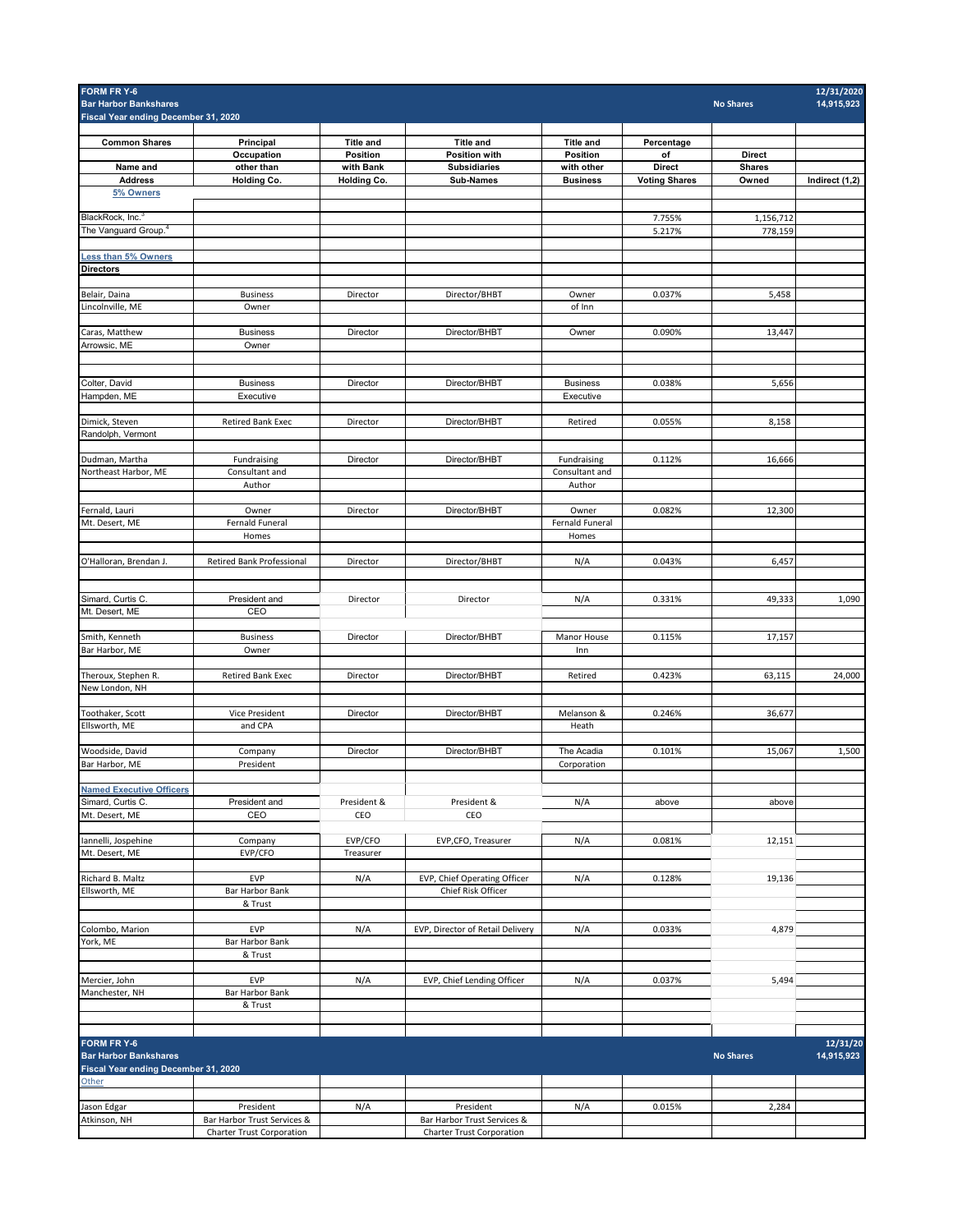**FORM FR Y-6**
**Bar Harbor Bankshares**
**Fiscal Year ending December 31, 2020**

**No Shares** 12/31/2020 14,915,923

| Common Shares Name and Address | Principal Occupation other than Holding Co. | Title and Position with Bank Holding Co. | Title and Position with Subsidiaries Sub-Names | Title and Position with other Business | Percentage of Direct Voting Shares | Direct Shares Owned | Indirect (1,2) |
|---|---|---|---|---|---|---|---|
| **5% Owners** | | | | | | | |
| BlackRock, Inc.[3] | | | | | 7.755% | 1,156,712 | |
| The Vanguard Group.[4] | | | | | 5.217% | 778,159 | |
| **Less than 5% Owners** | | | | | | | |
| **Directors** | | | | | | | |
| Belair, Daina Lincolnville, ME | Business Owner | Director | Director/BHBT | Owner of Inn | 0.037% | 5,458 | |
| Caras, Matthew Arrowsic, ME | Business Owner | Director | Director/BHBT | Owner | 0.090% | 13,447 | |
| Colter, David Hampden, ME | Business Executive | Director | Director/BHBT | Business Executive | 0.038% | 5,656 | |
| Dimick, Steven Randolph, Vermont | Retired Bank Exec | Director | Director/BHBT | Retired | 0.055% | 8,158 | |
| Dudman, Martha Northeast Harbor, ME | Fundraising Consultant and Author | Director | Director/BHBT | Fundraising Consultant and Author | 0.112% | 16,666 | |
| Fernald, Lauri Mt. Desert, ME | Owner Fernald Funeral Homes | Director | Director/BHBT | Owner Fernald Funeral Homes | 0.082% | 12,300 | |
| O'Halloran, Brendan J. | Retired Bank Professional | Director | Director/BHBT | N/A | 0.043% | 6,457 | |
| Simard, Curtis C. Mt. Desert, ME | President and CEO | Director | Director | N/A | 0.331% | 49,333 | 1,090 |
| Smith, Kenneth Bar Harbor, ME | Business Owner | Director | Director/BHBT | Manor House Inn | 0.115% | 17,157 | |
| Theroux, Stephen R. New London, NH | Retired Bank Exec | Director | Director/BHBT | Retired | 0.423% | 63,115 | 24,000 |
| Toothaker, Scott Ellsworth, ME | Vice President and CPA | Director | Director/BHBT | Melanson & Heath | 0.246% | 36,677 | |
| Woodside, David Bar Harbor, ME | Company President | Director | Director/BHBT | The Acadia Corporation | 0.101% | 15,067 | 1,500 |
| **Named Executive Officers** | | | | | | | |
| Simard, Curtis C. Mt. Desert, ME | President and CEO | President & CEO | President & CEO | N/A | above | above | |
| Iannelli, Jospehine Mt. Desert, ME | Company EVP/CFO | EVP/CFO Treasurer | EVP,CFO, Treasurer | N/A | 0.081% | 12,151 | |
| Richard B. Maltz Ellsworth, ME | EVP Bar Harbor Bank & Trust | N/A | EVP, Chief Operating Officer Chief Risk Officer | N/A | 0.128% | 19,136 | |
| Colombo, Marion York, ME | EVP Bar Harbor Bank & Trust | N/A | EVP, Director of Retail Delivery | N/A | 0.033% | 4,879 | |
| Mercier, John Manchester, NH | EVP Bar Harbor Bank & Trust | N/A | EVP, Chief Lending Officer | N/A | 0.037% | 5,494 | |

**FORM FR Y-6**
**Bar Harbor Bankshares**
**Fiscal Year ending December 31, 2020**

**No Shares** 12/31/20 14,915,923

| Name and Address | Principal Occupation other than Holding Co. | Title and Position with Bank Holding Co. | Title and Position with Subsidiaries Sub-Names | Title and Position with other Business | Percentage of Direct Voting Shares | Direct Shares Owned | Indirect (1,2) |
|---|---|---|---|---|---|---|---|
| Other | | | | | | | |
| Jason Edgar Atkinson, NH | President Bar Harbor Trust Services & Charter Trust Corporation | N/A | President Bar Harbor Trust Services & Charter Trust Corporation | N/A | 0.015% | 2,284 | |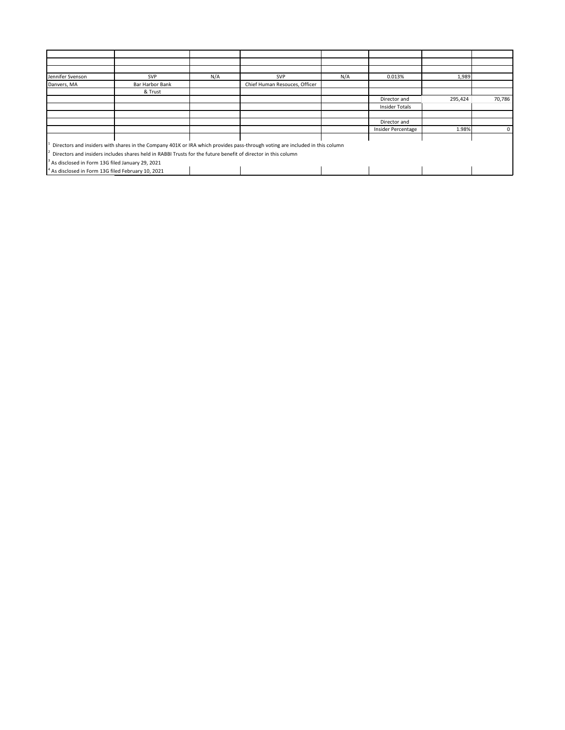| | | | | | | | |
|---|---|---|---|---|---|---|---|
| | | | | | | | |
| | | | | | | | |
| | | | | | | | |
| Jennifer Svenson | SVP | N/A | SVP | N/A | 0.013% | 1,989 | |
| Danvers, MA | Bar Harbor Bank | | Chief Human Resouces, Officer | | | | |
| | & Trust | | | | | | |
| | | | | | Director and | 295,424 | 70,786 |
| | | | | | Insider Totals | | |
| | | | | | | | |
| | | | | | Director and | | |
| | | | | | Insider Percentage | 1.98% | 0 |
| | | | | | | | |

[1] Directors and insiders with shares in the Company 401K or IRA which provides pass-through voting are included in this column

[2] Directors and insiders includes shares held in RABBI Trusts for the future benefit of director in this column

[3] As disclosed in Form 13G filed January 29, 2021

[4] As disclosed in Form 13G filed February 10, 2021